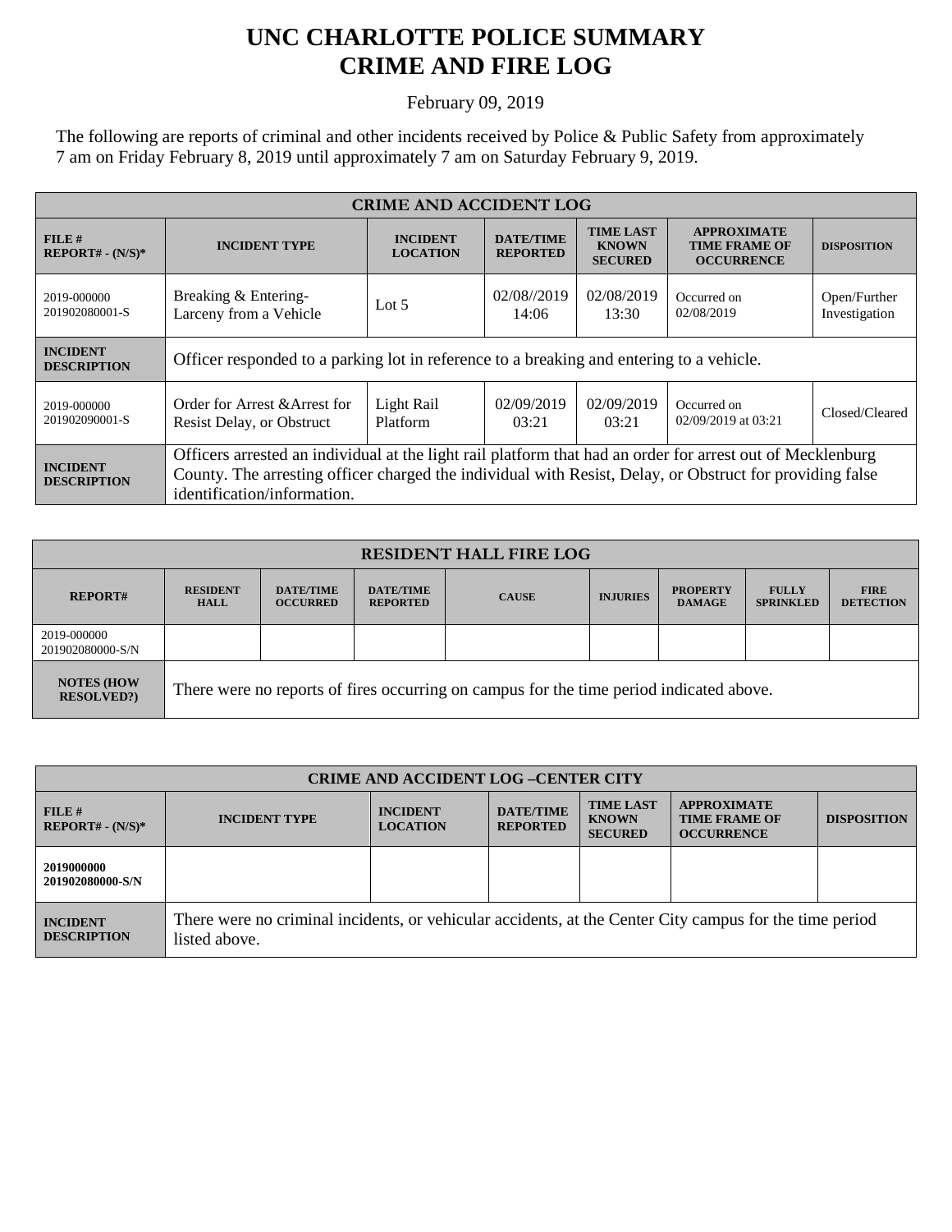# UNC CHARLOTTE POLICE SUMMARY
# CRIME AND FIRE LOG

February 09, 2019

The following are reports of criminal and other incidents received by Police & Public Safety from approximately 7 am on Friday February 8, 2019 until approximately 7 am on Saturday February 9, 2019.

| CRIME AND ACCIDENT LOG | | | | | | |
|---|---|---|---|---|---|---|
| **FILE # REPORT# - (N/S)*** | **INCIDENT TYPE** | **INCIDENT LOCATION** | **DATE/TIME REPORTED** | **TIME LAST KNOWN SECURED** | **APPROXIMATE TIME FRAME OF OCCURRENCE** | **DISPOSITION** |
| 2019-000000 201902080001-S | Breaking & Entering-Larceny from a Vehicle | Lot 5 | 02/08//2019 14:06 | 02/08/2019 13:30 | Occurred on 02/08/2019 | Open/Further Investigation |
| **INCIDENT DESCRIPTION** | Officer responded to a parking lot in reference to a breaking and entering to a vehicle. | | | | | |
| 2019-000000 201902090001-S | Order for Arrest &Arrest for Resist Delay, or Obstruct | Light Rail Platform | 02/09/2019 03:21 | 02/09/2019 03:21 | Occurred on 02/09/2019 at 03:21 | Closed/Cleared |
| **INCIDENT DESCRIPTION** | Officers arrested an individual at the light rail platform that had an order for arrest out of Mecklenburg County. The arresting officer charged the individual with Resist, Delay, or Obstruct for providing false identification/information. | | | | | |

| RESIDENT HALL FIRE LOG | | | | | | | | |
|---|---|---|---|---|---|---|---|---|
| **REPORT#** | **RESIDENT HALL** | **DATE/TIME OCCURRED** | **DATE/TIME REPORTED** | **CAUSE** | **INJURIES** | **PROPERTY DAMAGE** | **FULLY SPRINKLED** | **FIRE DETECTION** |
| 2019-000000 201902080000-S/N | | | | | | | | |
| **NOTES (HOW RESOLVED?)** | There were no reports of fires occurring on campus for the time period indicated above. | | | | | | | |

| CRIME AND ACCIDENT LOG –CENTER CITY | | | | | | |
|---|---|---|---|---|---|---|
| **FILE # REPORT# - (N/S)*** | **INCIDENT TYPE** | **INCIDENT LOCATION** | **DATE/TIME REPORTED** | **TIME LAST KNOWN SECURED** | **APPROXIMATE TIME FRAME OF OCCURRENCE** | **DISPOSITION** |
| **2019000000 201902080000-S/N** | | | | | | |
| **INCIDENT DESCRIPTION** | There were no criminal incidents, or vehicular accidents, at the Center City campus for the time period listed above. | | | | | |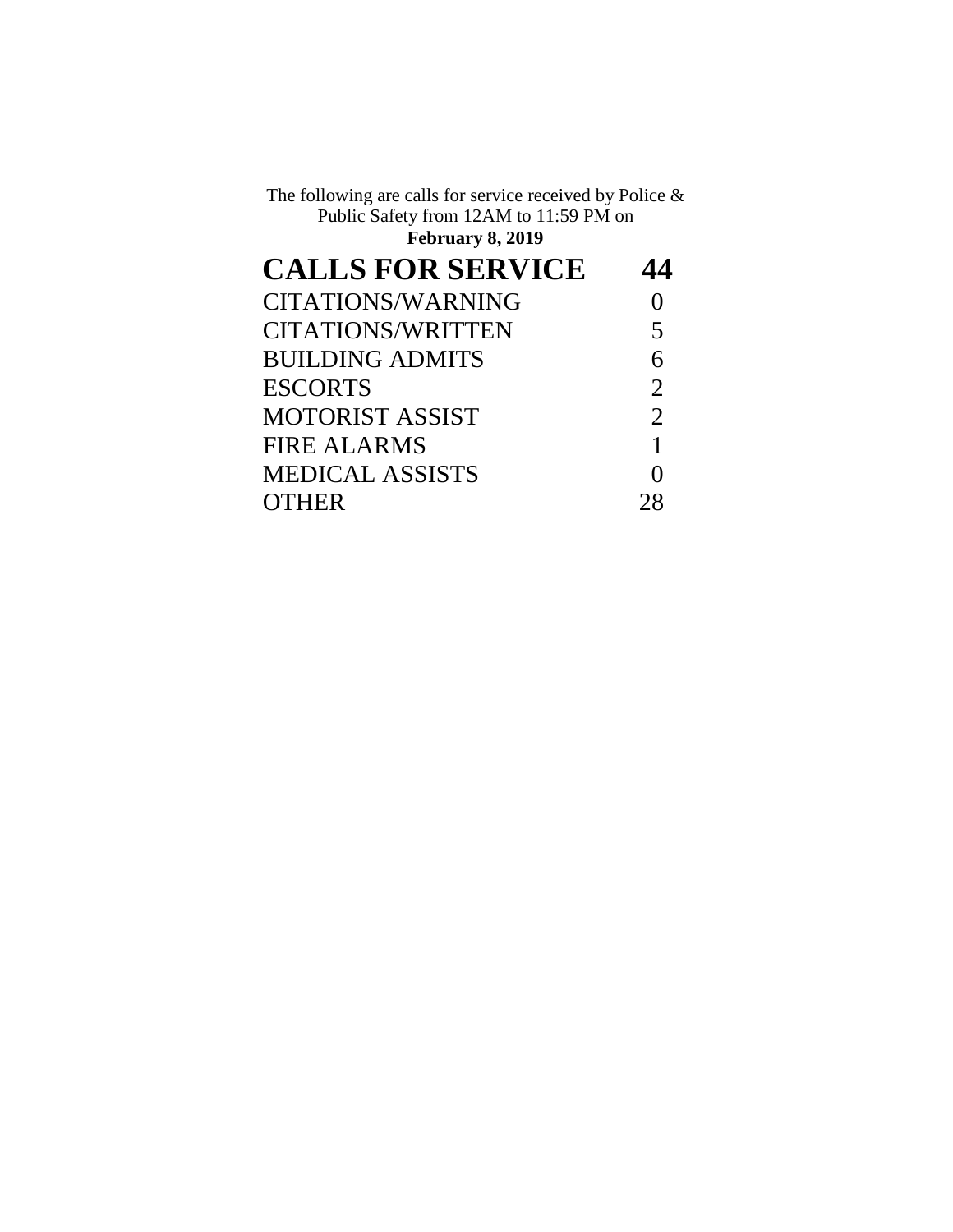The following are calls for service received by Police & Public Safety from 12AM to 11:59 PM on

**February 8, 2019**

| | |
|---|---|
| **CALLS FOR SERVICE** | **44** |
| CITATIONS/WARNING | 0 |
| CITATIONS/WRITTEN | 5 |
| BUILDING ADMITS | 6 |
| ESCORTS | 2 |
| MOTORIST ASSIST | 2 |
| FIRE ALARMS | 1 |
| MEDICAL ASSISTS | 0 |
| OTHER | 28 |